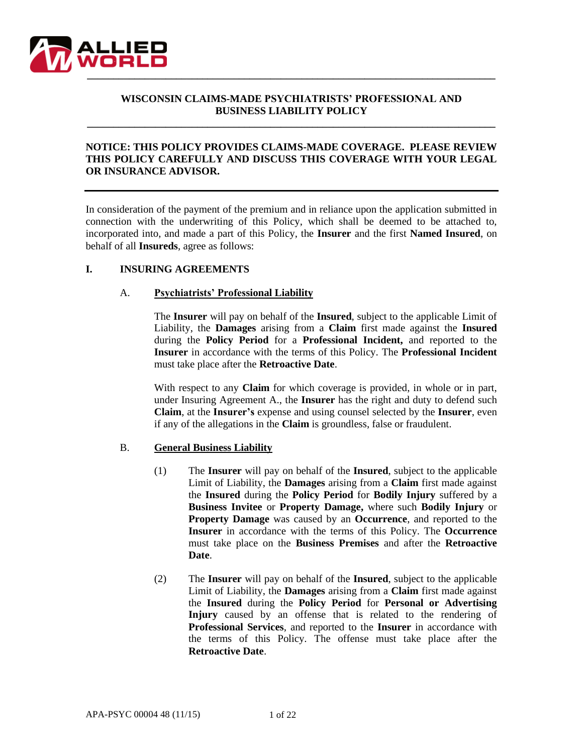# WISCONSIN CLAIMS-MADE PSYCHIATRISTS' PROFESSIONAL AND BUSINESS LIABILITY POLICY

**NOTICE: THIS POLICY PROVIDES CLAIMS-MADE COVERAGE. PLEASE REVIEW THIS POLICY CAREFULLY AND DISCUSS THIS COVERAGE WITH YOUR LEGAL OR INSURANCE ADVISOR.**

---

In consideration of the payment of the premium and in reliance upon the application submitted in connection with the underwriting of this Policy, which shall be deemed to be attached to, incorporated into, and made a part of this Policy, the **Insurer** and the first **Named Insured**, on behalf of all **Insureds**, agree as follows:

## I. INSURING AGREEMENTS

### A. Psychiatrists' Professional Liability

The **Insurer** will pay on behalf of the **Insured**, subject to the applicable Limit of Liability, the **Damages** arising from a **Claim** first made against the **Insured** during the **Policy Period** for a **Professional Incident,** and reported to the **Insurer** in accordance with the terms of this Policy. The **Professional Incident** must take place after the **Retroactive Date**.

With respect to any **Claim** for which coverage is provided, in whole or in part, under Insuring Agreement A., the **Insurer** has the right and duty to defend such **Claim**, at the **Insurer's** expense and using counsel selected by the **Insurer**, even if any of the allegations in the **Claim** is groundless, false or fraudulent.

### B. General Business Liability

(1) The **Insurer** will pay on behalf of the **Insured**, subject to the applicable Limit of Liability, the **Damages** arising from a **Claim** first made against the **Insured** during the **Policy Period** for **Bodily Injury** suffered by a **Business Invitee** or **Property Damage,** where such **Bodily Injury** or **Property Damage** was caused by an **Occurrence**, and reported to the **Insurer** in accordance with the terms of this Policy. The **Occurrence** must take place on the **Business Premises** and after the **Retroactive Date**.

(2) The **Insurer** will pay on behalf of the **Insured**, subject to the applicable Limit of Liability, the **Damages** arising from a **Claim** first made against the **Insured** during the **Policy Period** for **Personal or Advertising Injury** caused by an offense that is related to the rendering of **Professional Services**, and reported to the **Insurer** in accordance with the terms of this Policy. The offense must take place after the **Retroactive Date**.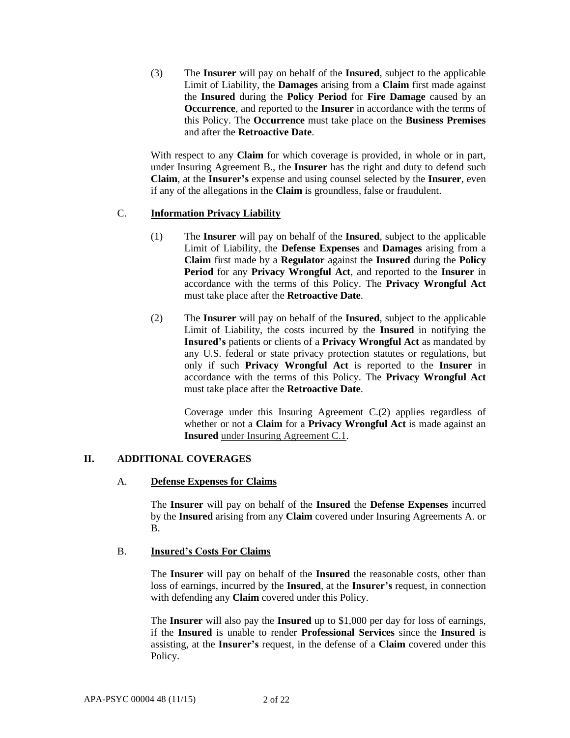(3) The **Insurer** will pay on behalf of the **Insured**, subject to the applicable Limit of Liability, the **Damages** arising from a **Claim** first made against the **Insured** during the **Policy Period** for **Fire Damage** caused by an **Occurrence**, and reported to the **Insurer** in accordance with the terms of this Policy. The **Occurrence** must take place on the **Business Premises** and after the **Retroactive Date**.

With respect to any **Claim** for which coverage is provided, in whole or in part, under Insuring Agreement B., the **Insurer** has the right and duty to defend such **Claim**, at the **Insurer's** expense and using counsel selected by the **Insurer**, even if any of the allegations in the **Claim** is groundless, false or fraudulent.

C. **Information Privacy Liability**

(1) The **Insurer** will pay on behalf of the **Insured**, subject to the applicable Limit of Liability, the **Defense Expenses** and **Damages** arising from a **Claim** first made by a **Regulator** against the **Insured** during the **Policy Period** for any **Privacy Wrongful Act**, and reported to the **Insurer** in accordance with the terms of this Policy. The **Privacy Wrongful Act** must take place after the **Retroactive Date**.

(2) The **Insurer** will pay on behalf of the **Insured**, subject to the applicable Limit of Liability, the costs incurred by the **Insured** in notifying the **Insured's** patients or clients of a **Privacy Wrongful Act** as mandated by any U.S. federal or state privacy protection statutes or regulations, but only if such **Privacy Wrongful Act** is reported to the **Insurer** in accordance with the terms of this Policy. The **Privacy Wrongful Act** must take place after the **Retroactive Date**.

Coverage under this Insuring Agreement C.(2) applies regardless of whether or not a **Claim** for a **Privacy Wrongful Act** is made against an **Insured** under Insuring Agreement C.1.

## II. ADDITIONAL COVERAGES

A. **Defense Expenses for Claims**

The **Insurer** will pay on behalf of the **Insured** the **Defense Expenses** incurred by the **Insured** arising from any **Claim** covered under Insuring Agreements A. or B.

B. **Insured's Costs For Claims**

The **Insurer** will pay on behalf of the **Insured** the reasonable costs, other than loss of earnings, incurred by the **Insured**, at the **Insurer's** request, in connection with defending any **Claim** covered under this Policy.

The **Insurer** will also pay the **Insured** up to $1,000 per day for loss of earnings, if the **Insured** is unable to render **Professional Services** since the **Insured** is assisting, at the **Insurer's** request, in the defense of a **Claim** covered under this Policy.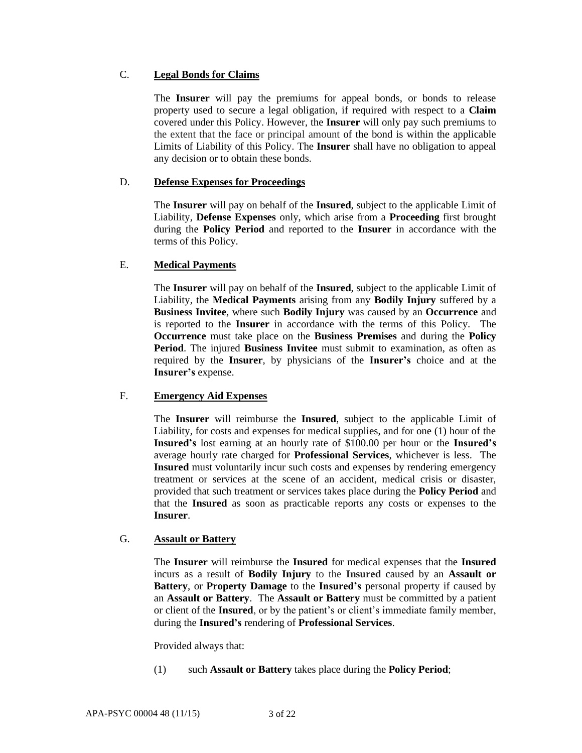C. **<u>Legal Bonds for Claims</u>**

The **Insurer** will pay the premiums for appeal bonds, or bonds to release property used to secure a legal obligation, if required with respect to a **Claim** covered under this Policy. However, the **Insurer** will only pay such premiums to the extent that the face or principal amount of the bond is within the applicable Limits of Liability of this Policy. The **Insurer** shall have no obligation to appeal any decision or to obtain these bonds.

D. **<u>Defense Expenses for Proceedings</u>**

The **Insurer** will pay on behalf of the **Insured**, subject to the applicable Limit of Liability, **Defense Expenses** only, which arise from a **Proceeding** first brought during the **Policy Period** and reported to the **Insurer** in accordance with the terms of this Policy.

E. **<u>Medical Payments</u>**

The **Insurer** will pay on behalf of the **Insured**, subject to the applicable Limit of Liability, the **Medical Payments** arising from any **Bodily Injury** suffered by a **Business Invitee**, where such **Bodily Injury** was caused by an **Occurrence** and is reported to the **Insurer** in accordance with the terms of this Policy. The **Occurrence** must take place on the **Business Premises** and during the **Policy Period**. The injured **Business Invitee** must submit to examination, as often as required by the **Insurer**, by physicians of the **Insurer's** choice and at the **Insurer's** expense.

F. **<u>Emergency Aid Expenses</u>**

The **Insurer** will reimburse the **Insured**, subject to the applicable Limit of Liability, for costs and expenses for medical supplies, and for one (1) hour of the **Insured's** lost earning at an hourly rate of $100.00 per hour or the **Insured's** average hourly rate charged for **Professional Services**, whichever is less. The **Insured** must voluntarily incur such costs and expenses by rendering emergency treatment or services at the scene of an accident, medical crisis or disaster, provided that such treatment or services takes place during the **Policy Period** and that the **Insured** as soon as practicable reports any costs or expenses to the **Insurer**.

G. **<u>Assault or Battery</u>**

The **Insurer** will reimburse the **Insured** for medical expenses that the **Insured** incurs as a result of **Bodily Injury** to the **Insured** caused by an **Assault or Battery**, or **Property Damage** to the **Insured's** personal property if caused by an **Assault or Battery**. The **Assault or Battery** must be committed by a patient or client of the **Insured**, or by the patient's or client's immediate family member, during the **Insured's** rendering of **Professional Services**.

Provided always that:

(1) such **Assault or Battery** takes place during the **Policy Period**;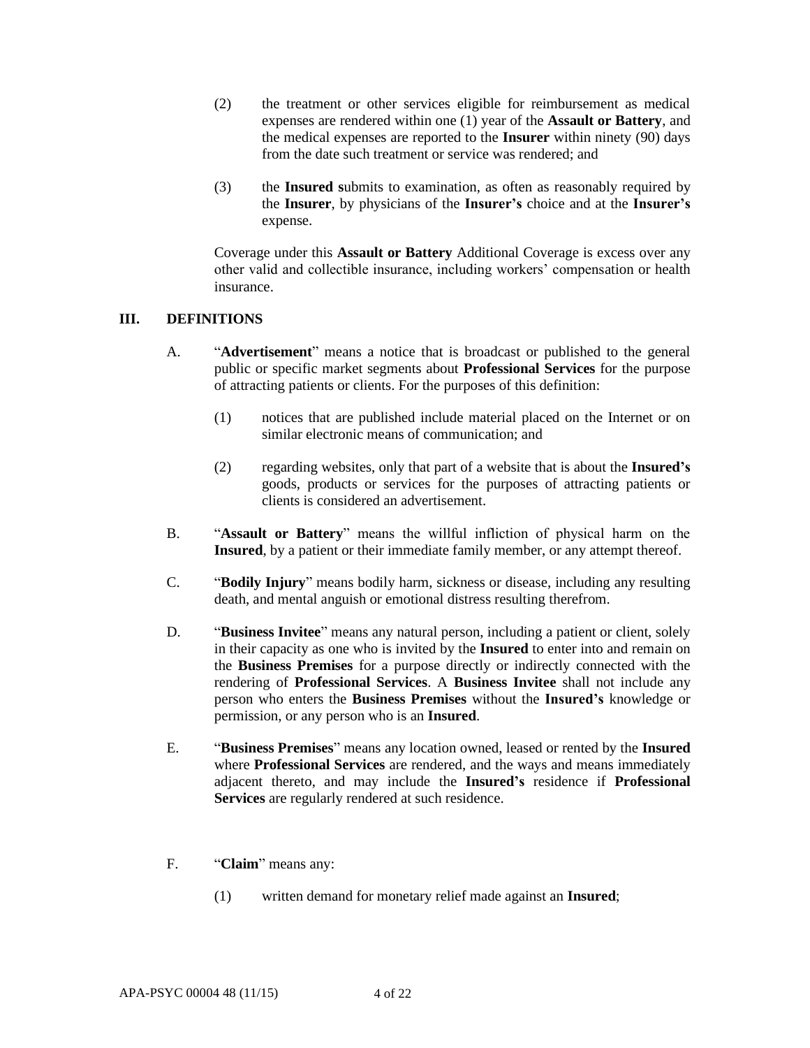(2) the treatment or other services eligible for reimbursement as medical expenses are rendered within one (1) year of the **Assault or Battery**, and the medical expenses are reported to the **Insurer** within ninety (90) days from the date such treatment or service was rendered; and

(3) the **Insured s**ubmits to examination, as often as reasonably required by the **Insurer**, by physicians of the **Insurer's** choice and at the **Insurer's** expense.

Coverage under this **Assault or Battery** Additional Coverage is excess over any other valid and collectible insurance, including workers' compensation or health insurance.

## III. DEFINITIONS

A. "**Advertisement**" means a notice that is broadcast or published to the general public or specific market segments about **Professional Services** for the purpose of attracting patients or clients. For the purposes of this definition:

(1) notices that are published include material placed on the Internet or on similar electronic means of communication; and

(2) regarding websites, only that part of a website that is about the **Insured's** goods, products or services for the purposes of attracting patients or clients is considered an advertisement.

B. "**Assault or Battery**" means the willful infliction of physical harm on the **Insured**, by a patient or their immediate family member, or any attempt thereof.

C. "**Bodily Injury**" means bodily harm, sickness or disease, including any resulting death, and mental anguish or emotional distress resulting therefrom.

D. "**Business Invitee**" means any natural person, including a patient or client, solely in their capacity as one who is invited by the **Insured** to enter into and remain on the **Business Premises** for a purpose directly or indirectly connected with the rendering of **Professional Services**. A **Business Invitee** shall not include any person who enters the **Business Premises** without the **Insured's** knowledge or permission, or any person who is an **Insured**.

E. "**Business Premises**" means any location owned, leased or rented by the **Insured** where **Professional Services** are rendered, and the ways and means immediately adjacent thereto, and may include the **Insured's** residence if **Professional Services** are regularly rendered at such residence.

F. "**Claim**" means any:

(1) written demand for monetary relief made against an **Insured**;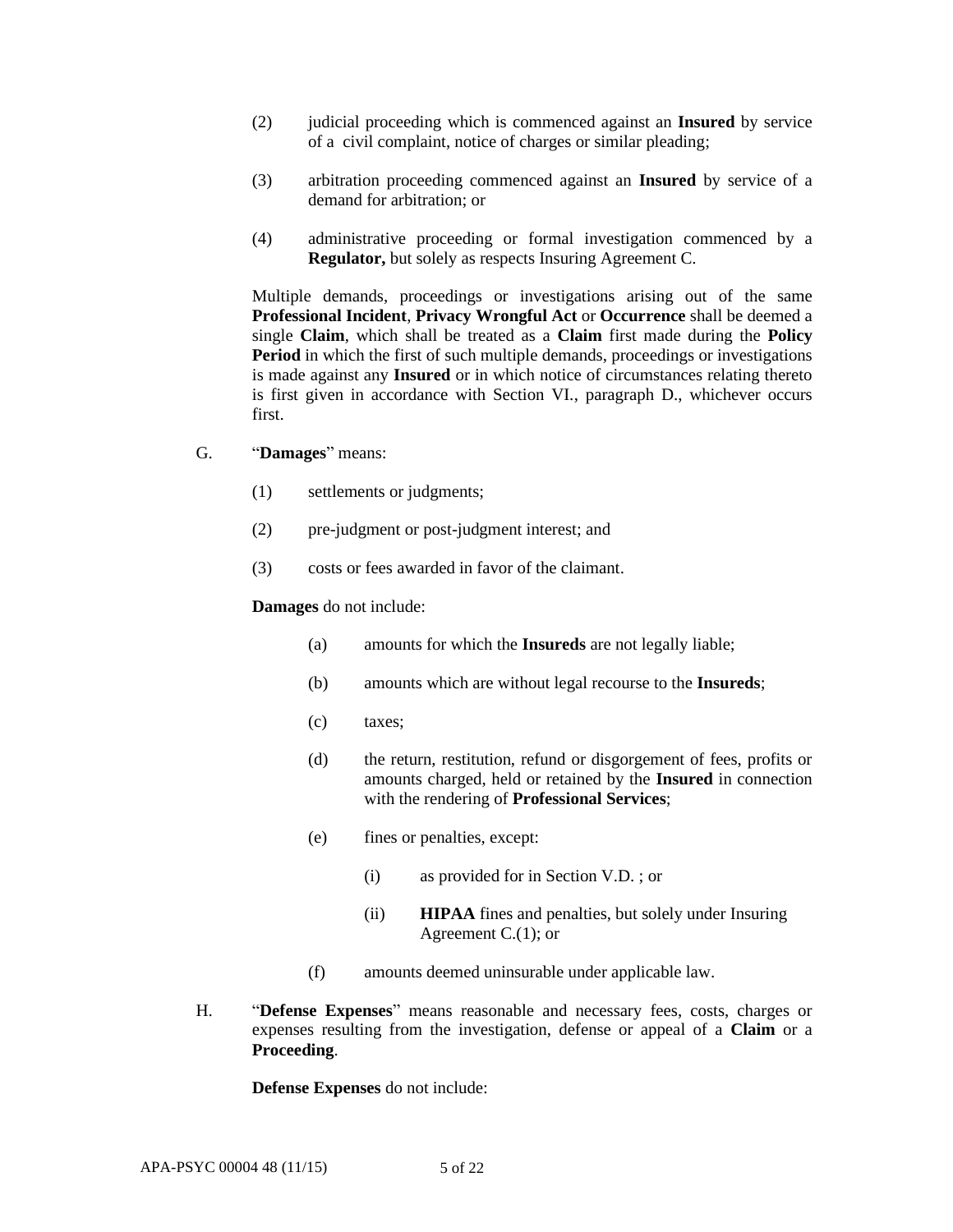(2) judicial proceeding which is commenced against an **Insured** by service of a civil complaint, notice of charges or similar pleading;

(3) arbitration proceeding commenced against an **Insured** by service of a demand for arbitration; or

(4) administrative proceeding or formal investigation commenced by a **Regulator,** but solely as respects Insuring Agreement C.

Multiple demands, proceedings or investigations arising out of the same **Professional Incident**, **Privacy Wrongful Act** or **Occurrence** shall be deemed a single **Claim**, which shall be treated as a **Claim** first made during the **Policy Period** in which the first of such multiple demands, proceedings or investigations is made against any **Insured** or in which notice of circumstances relating thereto is first given in accordance with Section VI., paragraph D., whichever occurs first.

G. "**Damages**" means:

(1) settlements or judgments;

(2) pre-judgment or post-judgment interest; and

(3) costs or fees awarded in favor of the claimant.

**Damages** do not include:

(a) amounts for which the **Insureds** are not legally liable;

(b) amounts which are without legal recourse to the **Insureds**;

(c) taxes;

(d) the return, restitution, refund or disgorgement of fees, profits or amounts charged, held or retained by the **Insured** in connection with the rendering of **Professional Services**;

(e) fines or penalties, except:

(i) as provided for in Section V.D. ; or

(ii) **HIPAA** fines and penalties, but solely under Insuring Agreement C.(1); or

(f) amounts deemed uninsurable under applicable law.

H. "**Defense Expenses**" means reasonable and necessary fees, costs, charges or expenses resulting from the investigation, defense or appeal of a **Claim** or a **Proceeding**.

**Defense Expenses** do not include: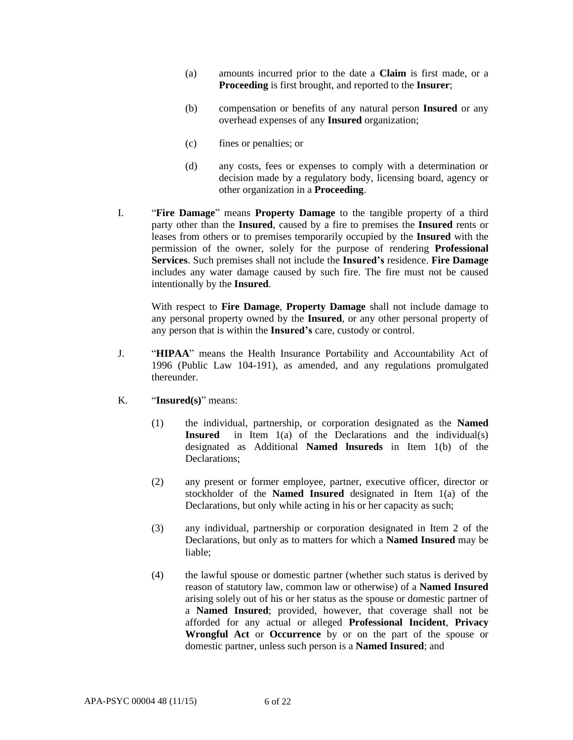(a) amounts incurred prior to the date a **Claim** is first made, or a **Proceeding** is first brought, and reported to the **Insurer**;

(b) compensation or benefits of any natural person **Insured** or any overhead expenses of any **Insured** organization;

(c) fines or penalties; or

(d) any costs, fees or expenses to comply with a determination or decision made by a regulatory body, licensing board, agency or other organization in a **Proceeding**.

I. "**Fire Damage**" means **Property Damage** to the tangible property of a third party other than the **Insured**, caused by a fire to premises the **Insured** rents or leases from others or to premises temporarily occupied by the **Insured** with the permission of the owner, solely for the purpose of rendering **Professional Services**. Such premises shall not include the **Insured's** residence. **Fire Damage** includes any water damage caused by such fire. The fire must not be caused intentionally by the **Insured**.

With respect to **Fire Damage**, **Property Damage** shall not include damage to any personal property owned by the **Insured**, or any other personal property of any person that is within the **Insured's** care, custody or control.

J. "**HIPAA**" means the Health Insurance Portability and Accountability Act of 1996 (Public Law 104-191), as amended, and any regulations promulgated thereunder.

K. "**Insured(s)**" means:

(1) the individual, partnership, or corporation designated as the **Named Insured** in Item 1(a) of the Declarations and the individual(s) designated as Additional **Named lnsureds** in Item 1(b) of the Declarations;

(2) any present or former employee, partner, executive officer, director or stockholder of the **Named Insured** designated in Item 1(a) of the Declarations, but only while acting in his or her capacity as such;

(3) any individual, partnership or corporation designated in Item 2 of the Declarations, but only as to matters for which a **Named Insured** may be liable;

(4) the lawful spouse or domestic partner (whether such status is derived by reason of statutory law, common law or otherwise) of a **Named Insured** arising solely out of his or her status as the spouse or domestic partner of a **Named Insured**; provided, however, that coverage shall not be afforded for any actual or alleged **Professional Incident**, **Privacy Wrongful Act** or **Occurrence** by or on the part of the spouse or domestic partner, unless such person is a **Named Insured**; and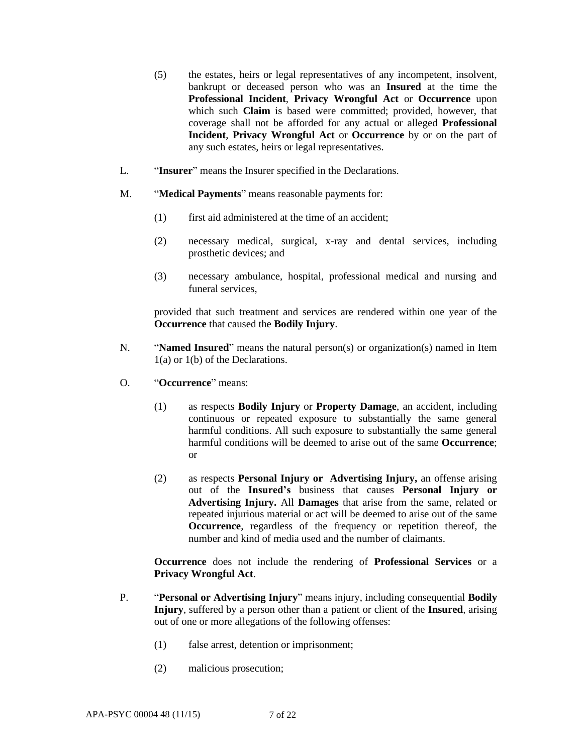(5) the estates, heirs or legal representatives of any incompetent, insolvent, bankrupt or deceased person who was an **Insured** at the time the **Professional Incident**, **Privacy Wrongful Act** or **Occurrence** upon which such **Claim** is based were committed; provided, however, that coverage shall not be afforded for any actual or alleged **Professional Incident**, **Privacy Wrongful Act** or **Occurrence** by or on the part of any such estates, heirs or legal representatives.

L. "**Insurer**" means the Insurer specified in the Declarations.

M. "**Medical Payments**" means reasonable payments for:

(1) first aid administered at the time of an accident;

(2) necessary medical, surgical, x-ray and dental services, including prosthetic devices; and

(3) necessary ambulance, hospital, professional medical and nursing and funeral services,

provided that such treatment and services are rendered within one year of the **Occurrence** that caused the **Bodily Injury**.

N. "**Named Insured**" means the natural person(s) or organization(s) named in Item 1(a) or 1(b) of the Declarations.

O. "**Occurrence**" means:

(1) as respects **Bodily Injury** or **Property Damage**, an accident, including continuous or repeated exposure to substantially the same general harmful conditions. All such exposure to substantially the same general harmful conditions will be deemed to arise out of the same **Occurrence**; or

(2) as respects **Personal Injury or Advertising Injury,** an offense arising out of the **Insured's** business that causes **Personal Injury or Advertising Injury.** All **Damages** that arise from the same, related or repeated injurious material or act will be deemed to arise out of the same **Occurrence**, regardless of the frequency or repetition thereof, the number and kind of media used and the number of claimants.

**Occurrence** does not include the rendering of **Professional Services** or a **Privacy Wrongful Act**.

P. "**Personal or Advertising Injury**" means injury, including consequential **Bodily Injury**, suffered by a person other than a patient or client of the **Insured**, arising out of one or more allegations of the following offenses:

(1) false arrest, detention or imprisonment;

(2) malicious prosecution;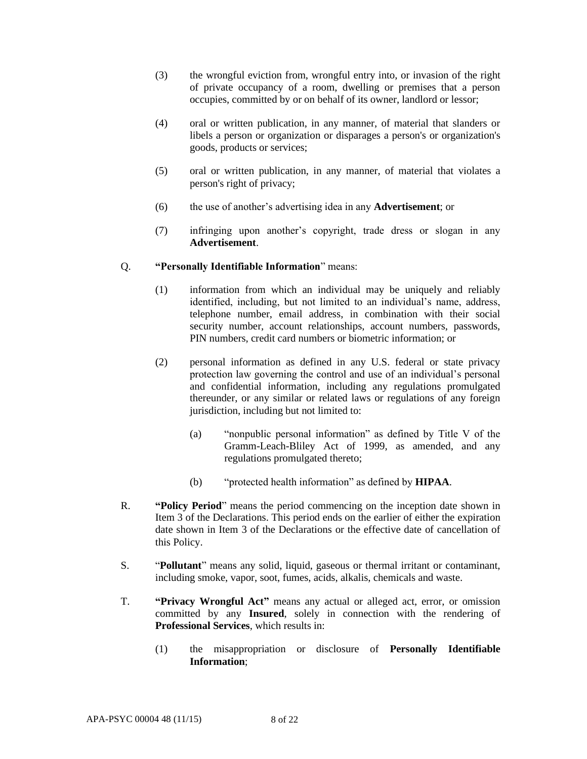(3) the wrongful eviction from, wrongful entry into, or invasion of the right of private occupancy of a room, dwelling or premises that a person occupies, committed by or on behalf of its owner, landlord or lessor;

(4) oral or written publication, in any manner, of material that slanders or libels a person or organization or disparages a person's or organization's goods, products or services;

(5) oral or written publication, in any manner, of material that violates a person's right of privacy;

(6) the use of another's advertising idea in any **Advertisement**; or

(7) infringing upon another's copyright, trade dress or slogan in any **Advertisement**.

Q. **"Personally Identifiable Information**" means:

(1) information from which an individual may be uniquely and reliably identified, including, but not limited to an individual's name, address, telephone number, email address, in combination with their social security number, account relationships, account numbers, passwords, PIN numbers, credit card numbers or biometric information; or

(2) personal information as defined in any U.S. federal or state privacy protection law governing the control and use of an individual's personal and confidential information, including any regulations promulgated thereunder, or any similar or related laws or regulations of any foreign jurisdiction, including but not limited to:

(a) "nonpublic personal information" as defined by Title V of the Gramm-Leach-Bliley Act of 1999, as amended, and any regulations promulgated thereto;

(b) "protected health information" as defined by **HIPAA**.

R. **"Policy Period**" means the period commencing on the inception date shown in Item 3 of the Declarations. This period ends on the earlier of either the expiration date shown in Item 3 of the Declarations or the effective date of cancellation of this Policy.

S. "**Pollutant**" means any solid, liquid, gaseous or thermal irritant or contaminant, including smoke, vapor, soot, fumes, acids, alkalis, chemicals and waste.

T. **"Privacy Wrongful Act"** means any actual or alleged act, error, or omission committed by any **Insured**, solely in connection with the rendering of **Professional Services**, which results in:

(1) the misappropriation or disclosure of **Personally Identifiable Information**;

APA-PSYC 00004 48 (11/15)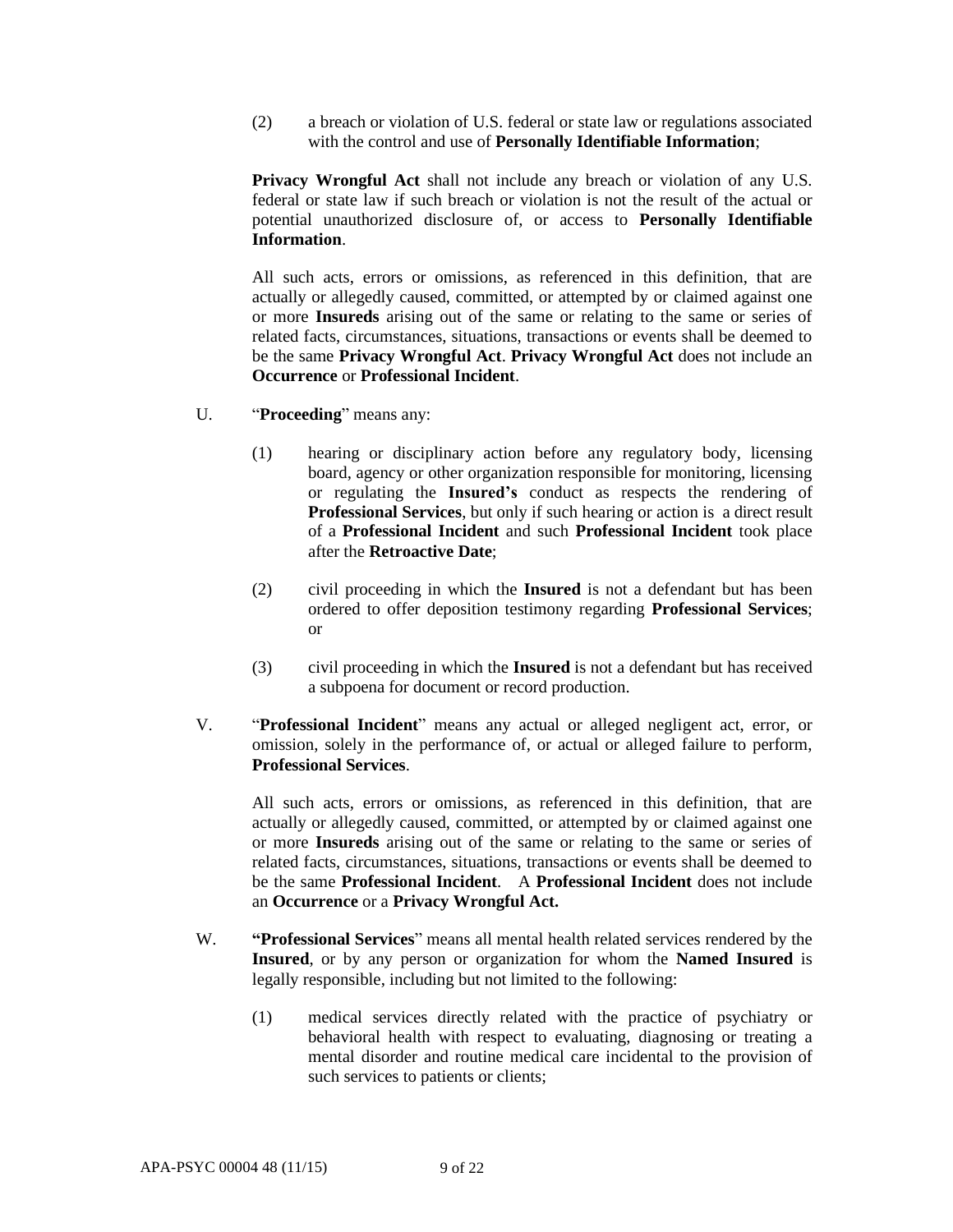(2) a breach or violation of U.S. federal or state law or regulations associated with the control and use of **Personally Identifiable Information**;

**Privacy Wrongful Act** shall not include any breach or violation of any U.S. federal or state law if such breach or violation is not the result of the actual or potential unauthorized disclosure of, or access to **Personally Identifiable Information**.

All such acts, errors or omissions, as referenced in this definition, that are actually or allegedly caused, committed, or attempted by or claimed against one or more **Insureds** arising out of the same or relating to the same or series of related facts, circumstances, situations, transactions or events shall be deemed to be the same **Privacy Wrongful Act**. **Privacy Wrongful Act** does not include an **Occurrence** or **Professional Incident**.

U. "**Proceeding**" means any:

(1) hearing or disciplinary action before any regulatory body, licensing board, agency or other organization responsible for monitoring, licensing or regulating the **Insured's** conduct as respects the rendering of **Professional Services**, but only if such hearing or action is a direct result of a **Professional Incident** and such **Professional Incident** took place after the **Retroactive Date**;

(2) civil proceeding in which the **Insured** is not a defendant but has been ordered to offer deposition testimony regarding **Professional Services**; or

(3) civil proceeding in which the **Insured** is not a defendant but has received a subpoena for document or record production.

V. "**Professional Incident**" means any actual or alleged negligent act, error, or omission, solely in the performance of, or actual or alleged failure to perform, **Professional Services**.

All such acts, errors or omissions, as referenced in this definition, that are actually or allegedly caused, committed, or attempted by or claimed against one or more **Insureds** arising out of the same or relating to the same or series of related facts, circumstances, situations, transactions or events shall be deemed to be the same **Professional Incident**. A **Professional Incident** does not include an **Occurrence** or a **Privacy Wrongful Act.**

W. "**Professional Services**" means all mental health related services rendered by the **Insured**, or by any person or organization for whom the **Named Insured** is legally responsible, including but not limited to the following:

(1) medical services directly related with the practice of psychiatry or behavioral health with respect to evaluating, diagnosing or treating a mental disorder and routine medical care incidental to the provision of such services to patients or clients;

APA-PSYC 00004 48 (11/15)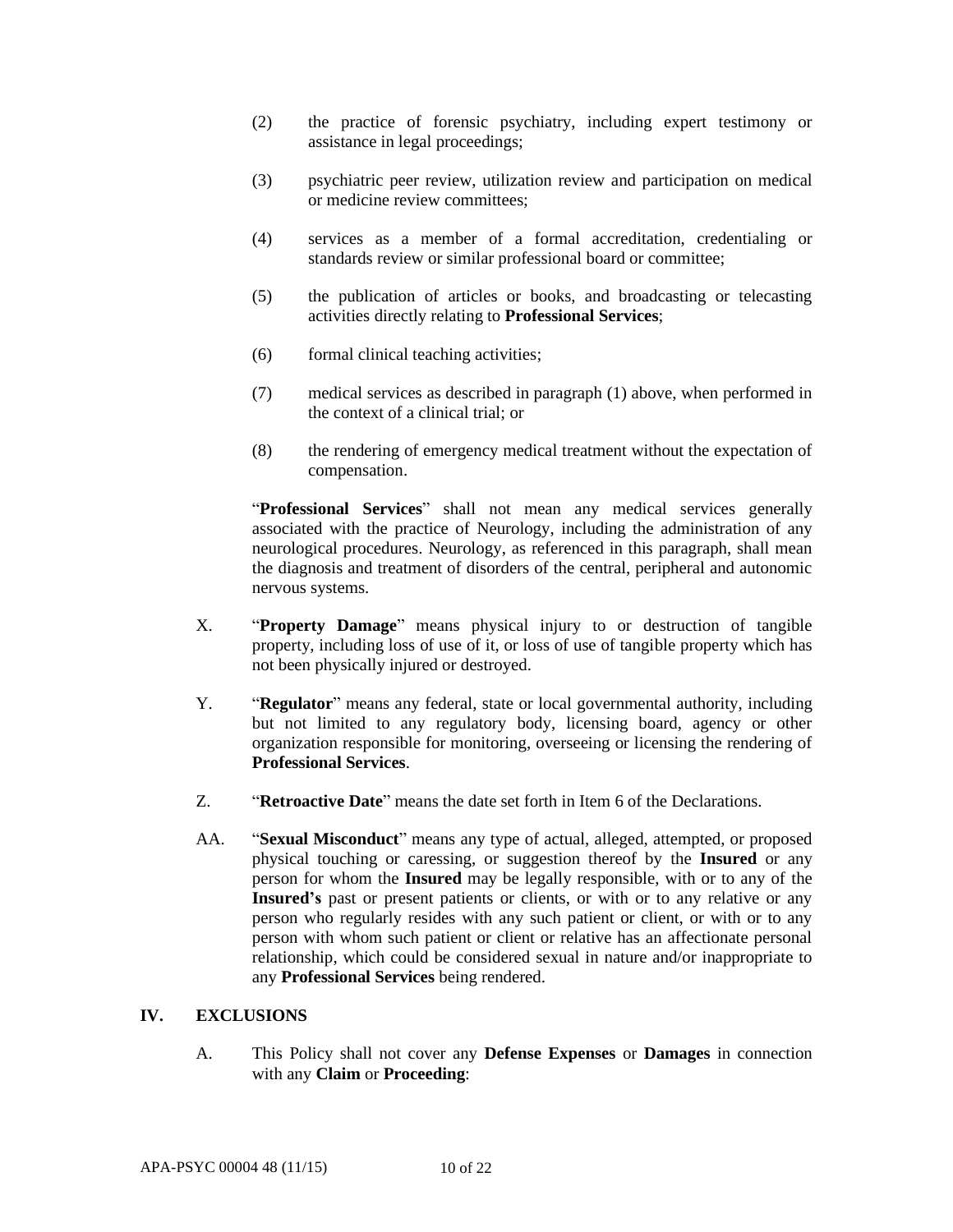(2) the practice of forensic psychiatry, including expert testimony or assistance in legal proceedings;

(3) psychiatric peer review, utilization review and participation on medical or medicine review committees;

(4) services as a member of a formal accreditation, credentialing or standards review or similar professional board or committee;

(5) the publication of articles or books, and broadcasting or telecasting activities directly relating to **Professional Services**;

(6) formal clinical teaching activities;

(7) medical services as described in paragraph (1) above, when performed in the context of a clinical trial; or

(8) the rendering of emergency medical treatment without the expectation of compensation.

"**Professional Services**" shall not mean any medical services generally associated with the practice of Neurology, including the administration of any neurological procedures. Neurology, as referenced in this paragraph, shall mean the diagnosis and treatment of disorders of the central, peripheral and autonomic nervous systems.

X. "**Property Damage**" means physical injury to or destruction of tangible property, including loss of use of it, or loss of use of tangible property which has not been physically injured or destroyed.

Y. "**Regulator**" means any federal, state or local governmental authority, including but not limited to any regulatory body, licensing board, agency or other organization responsible for monitoring, overseeing or licensing the rendering of **Professional Services**.

Z. "**Retroactive Date**" means the date set forth in Item 6 of the Declarations.

AA. "**Sexual Misconduct**" means any type of actual, alleged, attempted, or proposed physical touching or caressing, or suggestion thereof by the **Insured** or any person for whom the **Insured** may be legally responsible, with or to any of the **Insured's** past or present patients or clients, or with or to any relative or any person who regularly resides with any such patient or client, or with or to any person with whom such patient or client or relative has an affectionate personal relationship, which could be considered sexual in nature and/or inappropriate to any **Professional Services** being rendered.

## IV. EXCLUSIONS

A. This Policy shall not cover any **Defense Expenses** or **Damages** in connection with any **Claim** or **Proceeding**: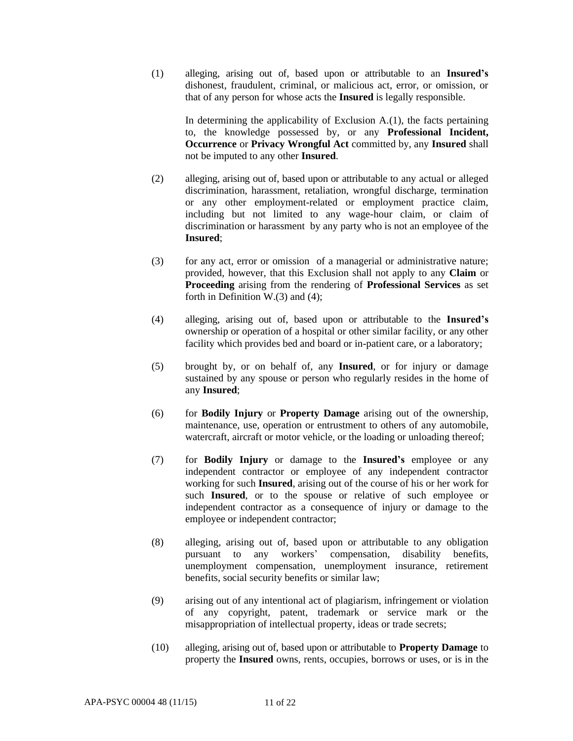(1) alleging, arising out of, based upon or attributable to an **Insured's** dishonest, fraudulent, criminal, or malicious act, error, or omission, or that of any person for whose acts the **Insured** is legally responsible.

In determining the applicability of Exclusion A.(1), the facts pertaining to, the knowledge possessed by, or any **Professional Incident, Occurrence** or **Privacy Wrongful Act** committed by, any **Insured** shall not be imputed to any other **Insured**.

(2) alleging, arising out of, based upon or attributable to any actual or alleged discrimination, harassment, retaliation, wrongful discharge, termination or any other employment-related or employment practice claim, including but not limited to any wage-hour claim, or claim of discrimination or harassment by any party who is not an employee of the **Insured**;

(3) for any act, error or omission of a managerial or administrative nature; provided, however, that this Exclusion shall not apply to any **Claim** or **Proceeding** arising from the rendering of **Professional Services** as set forth in Definition W.(3) and (4);

(4) alleging, arising out of, based upon or attributable to the **Insured's** ownership or operation of a hospital or other similar facility, or any other facility which provides bed and board or in-patient care, or a laboratory;

(5) brought by, or on behalf of, any **Insured**, or for injury or damage sustained by any spouse or person who regularly resides in the home of any **Insured**;

(6) for **Bodily Injury** or **Property Damage** arising out of the ownership, maintenance, use, operation or entrustment to others of any automobile, watercraft, aircraft or motor vehicle, or the loading or unloading thereof;

(7) for **Bodily Injury** or damage to the **Insured's** employee or any independent contractor or employee of any independent contractor working for such **Insured**, arising out of the course of his or her work for such **Insured**, or to the spouse or relative of such employee or independent contractor as a consequence of injury or damage to the employee or independent contractor;

(8) alleging, arising out of, based upon or attributable to any obligation pursuant to any workers' compensation, disability benefits, unemployment compensation, unemployment insurance, retirement benefits, social security benefits or similar law;

(9) arising out of any intentional act of plagiarism, infringement or violation of any copyright, patent, trademark or service mark or the misappropriation of intellectual property, ideas or trade secrets;

(10) alleging, arising out of, based upon or attributable to **Property Damage** to property the **Insured** owns, rents, occupies, borrows or uses, or is in the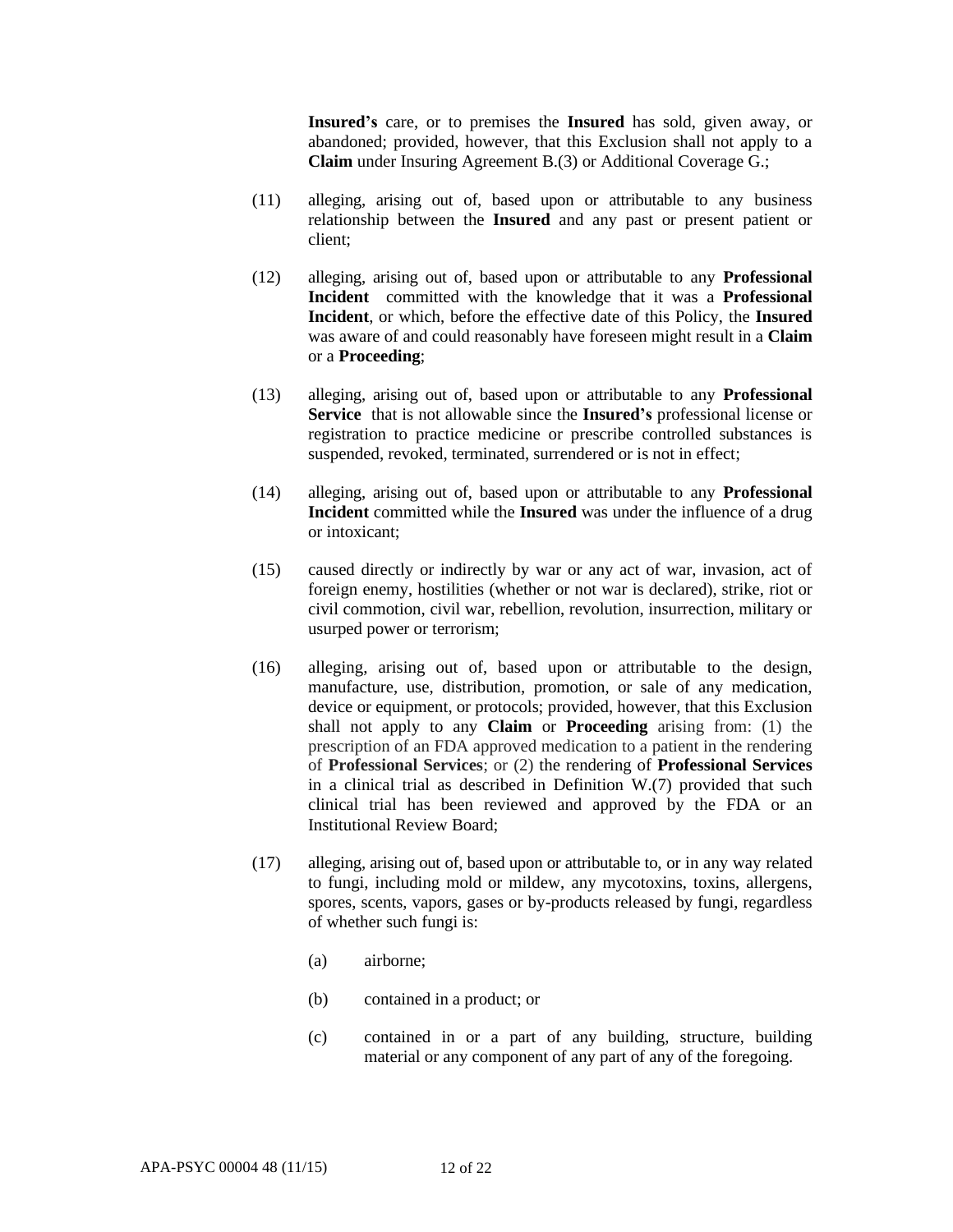**Insured's** care, or to premises the **Insured** has sold, given away, or abandoned; provided, however, that this Exclusion shall not apply to a **Claim** under Insuring Agreement B.(3) or Additional Coverage G.;

(11) alleging, arising out of, based upon or attributable to any business relationship between the **Insured** and any past or present patient or client;

(12) alleging, arising out of, based upon or attributable to any **Professional Incident** committed with the knowledge that it was a **Professional Incident**, or which, before the effective date of this Policy, the **Insured** was aware of and could reasonably have foreseen might result in a **Claim** or a **Proceeding**;

(13) alleging, arising out of, based upon or attributable to any **Professional Service** that is not allowable since the **Insured's** professional license or registration to practice medicine or prescribe controlled substances is suspended, revoked, terminated, surrendered or is not in effect;

(14) alleging, arising out of, based upon or attributable to any **Professional Incident** committed while the **Insured** was under the influence of a drug or intoxicant;

(15) caused directly or indirectly by war or any act of war, invasion, act of foreign enemy, hostilities (whether or not war is declared), strike, riot or civil commotion, civil war, rebellion, revolution, insurrection, military or usurped power or terrorism;

(16) alleging, arising out of, based upon or attributable to the design, manufacture, use, distribution, promotion, or sale of any medication, device or equipment, or protocols; provided, however, that this Exclusion shall not apply to any **Claim** or **Proceeding** arising from: (1) the prescription of an FDA approved medication to a patient in the rendering of **Professional Services**; or (2) the rendering of **Professional Services** in a clinical trial as described in Definition W.(7) provided that such clinical trial has been reviewed and approved by the FDA or an Institutional Review Board;

(17) alleging, arising out of, based upon or attributable to, or in any way related to fungi, including mold or mildew, any mycotoxins, toxins, allergens, spores, scents, vapors, gases or by-products released by fungi, regardless of whether such fungi is:

  (a) airborne;

  (b) contained in a product; or

  (c) contained in or a part of any building, structure, building material or any component of any part of any of the foregoing.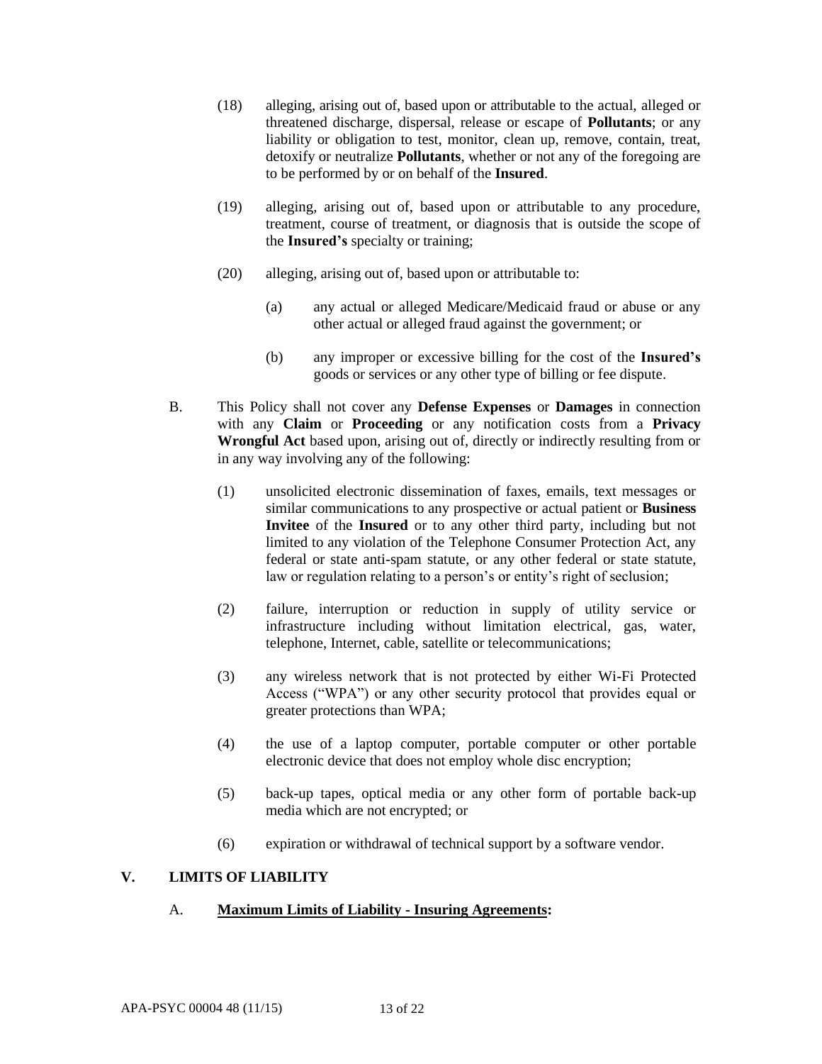(18) alleging, arising out of, based upon or attributable to the actual, alleged or threatened discharge, dispersal, release or escape of **Pollutants**; or any liability or obligation to test, monitor, clean up, remove, contain, treat, detoxify or neutralize **Pollutants**, whether or not any of the foregoing are to be performed by or on behalf of the **Insured**.

(19) alleging, arising out of, based upon or attributable to any procedure, treatment, course of treatment, or diagnosis that is outside the scope of the **Insured's** specialty or training;

(20) alleging, arising out of, based upon or attributable to:

(a) any actual or alleged Medicare/Medicaid fraud or abuse or any other actual or alleged fraud against the government; or

(b) any improper or excessive billing for the cost of the **Insured's** goods or services or any other type of billing or fee dispute.

B. This Policy shall not cover any **Defense Expenses** or **Damages** in connection with any **Claim** or **Proceeding** or any notification costs from a **Privacy Wrongful Act** based upon, arising out of, directly or indirectly resulting from or in any way involving any of the following:

(1) unsolicited electronic dissemination of faxes, emails, text messages or similar communications to any prospective or actual patient or **Business Invitee** of the **Insured** or to any other third party, including but not limited to any violation of the Telephone Consumer Protection Act, any federal or state anti-spam statute, or any other federal or state statute, law or regulation relating to a person's or entity's right of seclusion;

(2) failure, interruption or reduction in supply of utility service or infrastructure including without limitation electrical, gas, water, telephone, Internet, cable, satellite or telecommunications;

(3) any wireless network that is not protected by either Wi-Fi Protected Access ("WPA") or any other security protocol that provides equal or greater protections than WPA;

(4) the use of a laptop computer, portable computer or other portable electronic device that does not employ whole disc encryption;

(5) back-up tapes, optical media or any other form of portable back-up media which are not encrypted; or

(6) expiration or withdrawal of technical support by a software vendor.

## V. LIMITS OF LIABILITY

A. **Maximum Limits of Liability - Insuring Agreements:**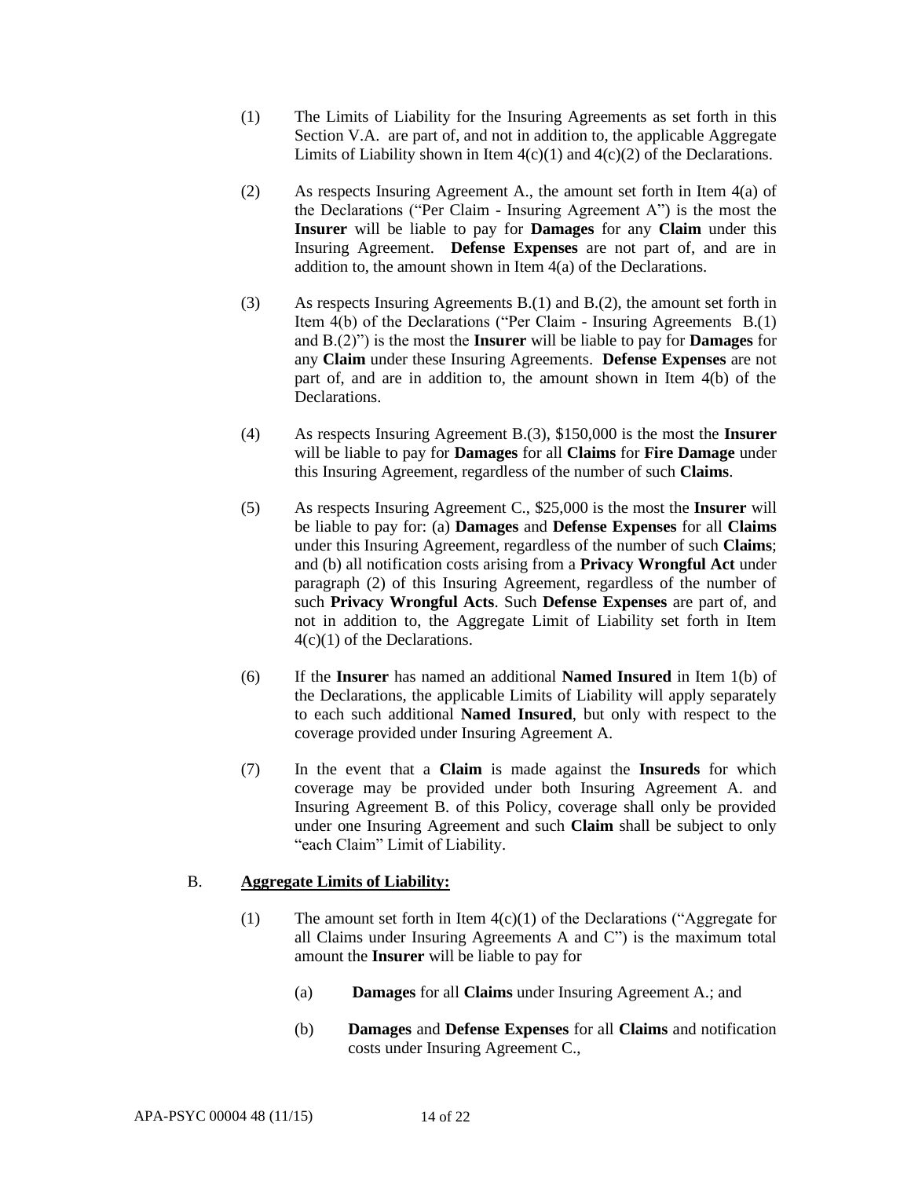(1) The Limits of Liability for the Insuring Agreements as set forth in this Section V.A. are part of, and not in addition to, the applicable Aggregate Limits of Liability shown in Item 4(c)(1) and 4(c)(2) of the Declarations.

(2) As respects Insuring Agreement A., the amount set forth in Item 4(a) of the Declarations ("Per Claim - Insuring Agreement A") is the most the **Insurer** will be liable to pay for **Damages** for any **Claim** under this Insuring Agreement. **Defense Expenses** are not part of, and are in addition to, the amount shown in Item 4(a) of the Declarations.

(3) As respects Insuring Agreements B.(1) and B.(2), the amount set forth in Item 4(b) of the Declarations ("Per Claim - Insuring Agreements B.(1) and B.(2)") is the most the **Insurer** will be liable to pay for **Damages** for any **Claim** under these Insuring Agreements. **Defense Expenses** are not part of, and are in addition to, the amount shown in Item 4(b) of the Declarations.

(4) As respects Insuring Agreement B.(3), $150,000 is the most the **Insurer** will be liable to pay for **Damages** for all **Claims** for **Fire Damage** under this Insuring Agreement, regardless of the number of such **Claims**.

(5) As respects Insuring Agreement C., $25,000 is the most the **Insurer** will be liable to pay for: (a) **Damages** and **Defense Expenses** for all **Claims** under this Insuring Agreement, regardless of the number of such **Claims**; and (b) all notification costs arising from a **Privacy Wrongful Act** under paragraph (2) of this Insuring Agreement, regardless of the number of such **Privacy Wrongful Acts**. Such **Defense Expenses** are part of, and not in addition to, the Aggregate Limit of Liability set forth in Item 4(c)(1) of the Declarations.

(6) If the **Insurer** has named an additional **Named Insured** in Item 1(b) of the Declarations, the applicable Limits of Liability will apply separately to each such additional **Named Insured**, but only with respect to the coverage provided under Insuring Agreement A.

(7) In the event that a **Claim** is made against the **Insureds** for which coverage may be provided under both Insuring Agreement A. and Insuring Agreement B. of this Policy, coverage shall only be provided under one Insuring Agreement and such **Claim** shall be subject to only "each Claim" Limit of Liability.

B. **Aggregate Limits of Liability:**

(1) The amount set forth in Item 4(c)(1) of the Declarations ("Aggregate for all Claims under Insuring Agreements A and C") is the maximum total amount the **Insurer** will be liable to pay for

(a) **Damages** for all **Claims** under Insuring Agreement A.; and

(b) **Damages** and **Defense Expenses** for all **Claims** and notification costs under Insuring Agreement C.,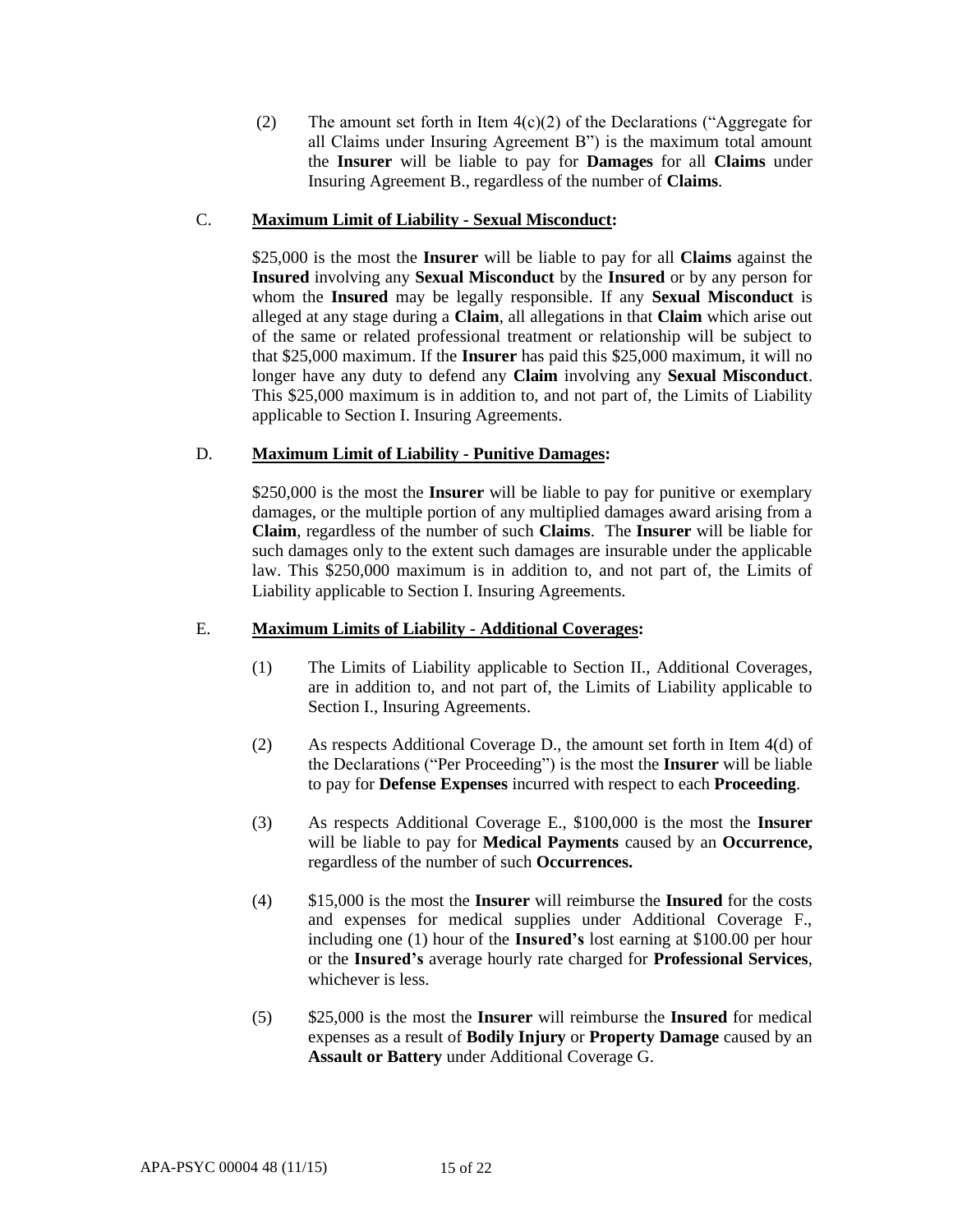(2) The amount set forth in Item 4(c)(2) of the Declarations ("Aggregate for all Claims under Insuring Agreement B") is the maximum total amount the **Insurer** will be liable to pay for **Damages** for all **Claims** under Insuring Agreement B., regardless of the number of **Claims**.

C. **Maximum Limit of Liability - Sexual Misconduct:**

$25,000 is the most the **Insurer** will be liable to pay for all **Claims** against the **Insured** involving any **Sexual Misconduct** by the **Insured** or by any person for whom the **Insured** may be legally responsible. If any **Sexual Misconduct** is alleged at any stage during a **Claim**, all allegations in that **Claim** which arise out of the same or related professional treatment or relationship will be subject to that $25,000 maximum. If the **Insurer** has paid this $25,000 maximum, it will no longer have any duty to defend any **Claim** involving any **Sexual Misconduct**. This $25,000 maximum is in addition to, and not part of, the Limits of Liability applicable to Section I. Insuring Agreements.

D. **Maximum Limit of Liability - Punitive Damages:**

$250,000 is the most the **Insurer** will be liable to pay for punitive or exemplary damages, or the multiple portion of any multiplied damages award arising from a **Claim**, regardless of the number of such **Claims**. The **Insurer** will be liable for such damages only to the extent such damages are insurable under the applicable law. This $250,000 maximum is in addition to, and not part of, the Limits of Liability applicable to Section I. Insuring Agreements.

E. **Maximum Limits of Liability - Additional Coverages:**

(1) The Limits of Liability applicable to Section II., Additional Coverages, are in addition to, and not part of, the Limits of Liability applicable to Section I., Insuring Agreements.

(2) As respects Additional Coverage D., the amount set forth in Item 4(d) of the Declarations ("Per Proceeding") is the most the **Insurer** will be liable to pay for **Defense Expenses** incurred with respect to each **Proceeding**.

(3) As respects Additional Coverage E., $100,000 is the most the **Insurer** will be liable to pay for **Medical Payments** caused by an **Occurrence,** regardless of the number of such **Occurrences.**

(4) $15,000 is the most the **Insurer** will reimburse the **Insured** for the costs and expenses for medical supplies under Additional Coverage F., including one (1) hour of the **Insured's** lost earning at $100.00 per hour or the **Insured's** average hourly rate charged for **Professional Services**, whichever is less.

(5) $25,000 is the most the **Insurer** will reimburse the **Insured** for medical expenses as a result of **Bodily Injury** or **Property Damage** caused by an **Assault or Battery** under Additional Coverage G.

APA-PSYC 00004 48 (11/15)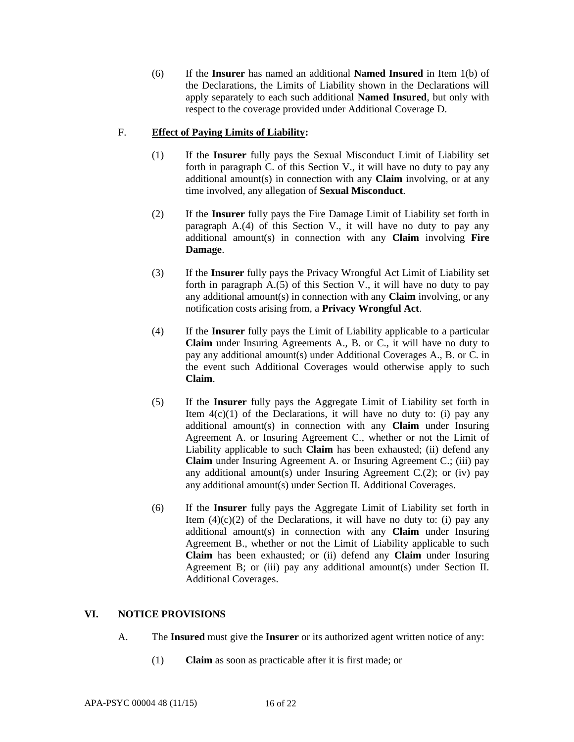(6) If the **Insurer** has named an additional **Named Insured** in Item 1(b) of the Declarations, the Limits of Liability shown in the Declarations will apply separately to each such additional **Named Insured**, but only with respect to the coverage provided under Additional Coverage D.

F. **Effect of Paying Limits of Liability:**

(1) If the **Insurer** fully pays the Sexual Misconduct Limit of Liability set forth in paragraph C. of this Section V., it will have no duty to pay any additional amount(s) in connection with any **Claim** involving, or at any time involved, any allegation of **Sexual Misconduct**.

(2) If the **Insurer** fully pays the Fire Damage Limit of Liability set forth in paragraph A.(4) of this Section V., it will have no duty to pay any additional amount(s) in connection with any **Claim** involving **Fire Damage**.

(3) If the **Insurer** fully pays the Privacy Wrongful Act Limit of Liability set forth in paragraph A.(5) of this Section V., it will have no duty to pay any additional amount(s) in connection with any **Claim** involving, or any notification costs arising from, a **Privacy Wrongful Act**.

(4) If the **Insurer** fully pays the Limit of Liability applicable to a particular **Claim** under Insuring Agreements A., B. or C., it will have no duty to pay any additional amount(s) under Additional Coverages A., B. or C. in the event such Additional Coverages would otherwise apply to such **Claim**.

(5) If the **Insurer** fully pays the Aggregate Limit of Liability set forth in Item 4(c)(1) of the Declarations, it will have no duty to: (i) pay any additional amount(s) in connection with any **Claim** under Insuring Agreement A. or Insuring Agreement C., whether or not the Limit of Liability applicable to such **Claim** has been exhausted; (ii) defend any **Claim** under Insuring Agreement A. or Insuring Agreement C.; (iii) pay any additional amount(s) under Insuring Agreement C.(2); or (iv) pay any additional amount(s) under Section II. Additional Coverages.

(6) If the **Insurer** fully pays the Aggregate Limit of Liability set forth in Item (4)(c)(2) of the Declarations, it will have no duty to: (i) pay any additional amount(s) in connection with any **Claim** under Insuring Agreement B., whether or not the Limit of Liability applicable to such **Claim** has been exhausted; or (ii) defend any **Claim** under Insuring Agreement B; or (iii) pay any additional amount(s) under Section II. Additional Coverages.

## VI. NOTICE PROVISIONS

A. The **Insured** must give the **Insurer** or its authorized agent written notice of any:

(1) **Claim** as soon as practicable after it is first made; or

APA-PSYC 00004 48 (11/15)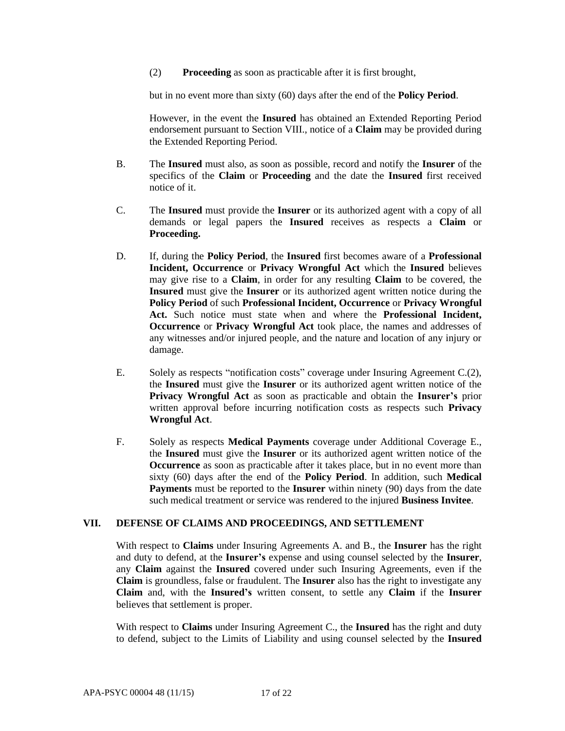(2) **Proceeding** as soon as practicable after it is first brought,

but in no event more than sixty (60) days after the end of the **Policy Period**.

However, in the event the **Insured** has obtained an Extended Reporting Period endorsement pursuant to Section VIII., notice of a **Claim** may be provided during the Extended Reporting Period.

B. The **Insured** must also, as soon as possible, record and notify the **Insurer** of the specifics of the **Claim** or **Proceeding** and the date the **Insured** first received notice of it.

C. The **Insured** must provide the **Insurer** or its authorized agent with a copy of all demands or legal papers the **Insured** receives as respects a **Claim** or **Proceeding.**

D. If, during the **Policy Period**, the **Insured** first becomes aware of a **Professional Incident, Occurrence** or **Privacy Wrongful Act** which the **Insured** believes may give rise to a **Claim**, in order for any resulting **Claim** to be covered, the **Insured** must give the **Insurer** or its authorized agent written notice during the **Policy Period** of such **Professional Incident, Occurrence** or **Privacy Wrongful Act.** Such notice must state when and where the **Professional Incident, Occurrence** or **Privacy Wrongful Act** took place, the names and addresses of any witnesses and/or injured people, and the nature and location of any injury or damage.

E. Solely as respects "notification costs" coverage under Insuring Agreement C.(2), the **Insured** must give the **Insurer** or its authorized agent written notice of the **Privacy Wrongful Act** as soon as practicable and obtain the **Insurer's** prior written approval before incurring notification costs as respects such **Privacy Wrongful Act**.

F. Solely as respects **Medical Payments** coverage under Additional Coverage E., the **Insured** must give the **Insurer** or its authorized agent written notice of the **Occurrence** as soon as practicable after it takes place, but in no event more than sixty (60) days after the end of the **Policy Period**. In addition, such **Medical Payments** must be reported to the **Insurer** within ninety (90) days from the date such medical treatment or service was rendered to the injured **Business Invitee**.

## VII. DEFENSE OF CLAIMS AND PROCEEDINGS, AND SETTLEMENT

With respect to **Claims** under Insuring Agreements A. and B., the **Insurer** has the right and duty to defend, at the **Insurer's** expense and using counsel selected by the **Insurer**, any **Claim** against the **Insured** covered under such Insuring Agreements, even if the **Claim** is groundless, false or fraudulent. The **Insurer** also has the right to investigate any **Claim** and, with the **Insured's** written consent, to settle any **Claim** if the **Insurer** believes that settlement is proper.

With respect to **Claims** under Insuring Agreement C., the **Insured** has the right and duty to defend, subject to the Limits of Liability and using counsel selected by the **Insured**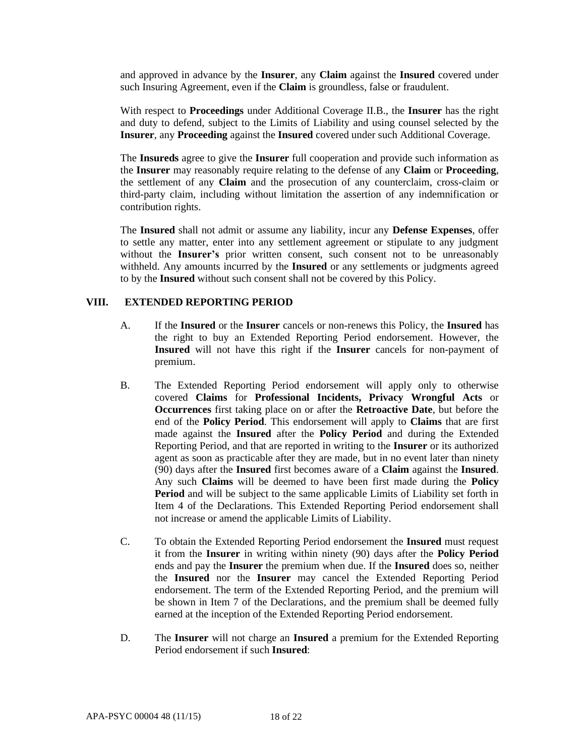and approved in advance by the **Insurer**, any **Claim** against the **Insured** covered under such Insuring Agreement, even if the **Claim** is groundless, false or fraudulent.

With respect to **Proceedings** under Additional Coverage II.B., the **Insurer** has the right and duty to defend, subject to the Limits of Liability and using counsel selected by the **Insurer**, any **Proceeding** against the **Insured** covered under such Additional Coverage.

The **Insureds** agree to give the **Insurer** full cooperation and provide such information as the **Insurer** may reasonably require relating to the defense of any **Claim** or **Proceeding**, the settlement of any **Claim** and the prosecution of any counterclaim, cross-claim or third-party claim, including without limitation the assertion of any indemnification or contribution rights.

The **Insured** shall not admit or assume any liability, incur any **Defense Expenses**, offer to settle any matter, enter into any settlement agreement or stipulate to any judgment without the **Insurer's** prior written consent, such consent not to be unreasonably withheld. Any amounts incurred by the **Insured** or any settlements or judgments agreed to by the **Insured** without such consent shall not be covered by this Policy.

## VIII. EXTENDED REPORTING PERIOD

A. If the **Insured** or the **Insurer** cancels or non-renews this Policy, the **Insured** has the right to buy an Extended Reporting Period endorsement. However, the **Insured** will not have this right if the **Insurer** cancels for non-payment of premium.

B. The Extended Reporting Period endorsement will apply only to otherwise covered **Claims** for **Professional Incidents, Privacy Wrongful Acts** or **Occurrences** first taking place on or after the **Retroactive Date**, but before the end of the **Policy Period**. This endorsement will apply to **Claims** that are first made against the **Insured** after the **Policy Period** and during the Extended Reporting Period, and that are reported in writing to the **Insurer** or its authorized agent as soon as practicable after they are made, but in no event later than ninety (90) days after the **Insured** first becomes aware of a **Claim** against the **Insured**. Any such **Claims** will be deemed to have been first made during the **Policy Period** and will be subject to the same applicable Limits of Liability set forth in Item 4 of the Declarations. This Extended Reporting Period endorsement shall not increase or amend the applicable Limits of Liability.

C. To obtain the Extended Reporting Period endorsement the **Insured** must request it from the **Insurer** in writing within ninety (90) days after the **Policy Period** ends and pay the **Insurer** the premium when due. If the **Insured** does so, neither the **Insured** nor the **Insurer** may cancel the Extended Reporting Period endorsement. The term of the Extended Reporting Period, and the premium will be shown in Item 7 of the Declarations, and the premium shall be deemed fully earned at the inception of the Extended Reporting Period endorsement.

D. The **Insurer** will not charge an **Insured** a premium for the Extended Reporting Period endorsement if such **Insured**: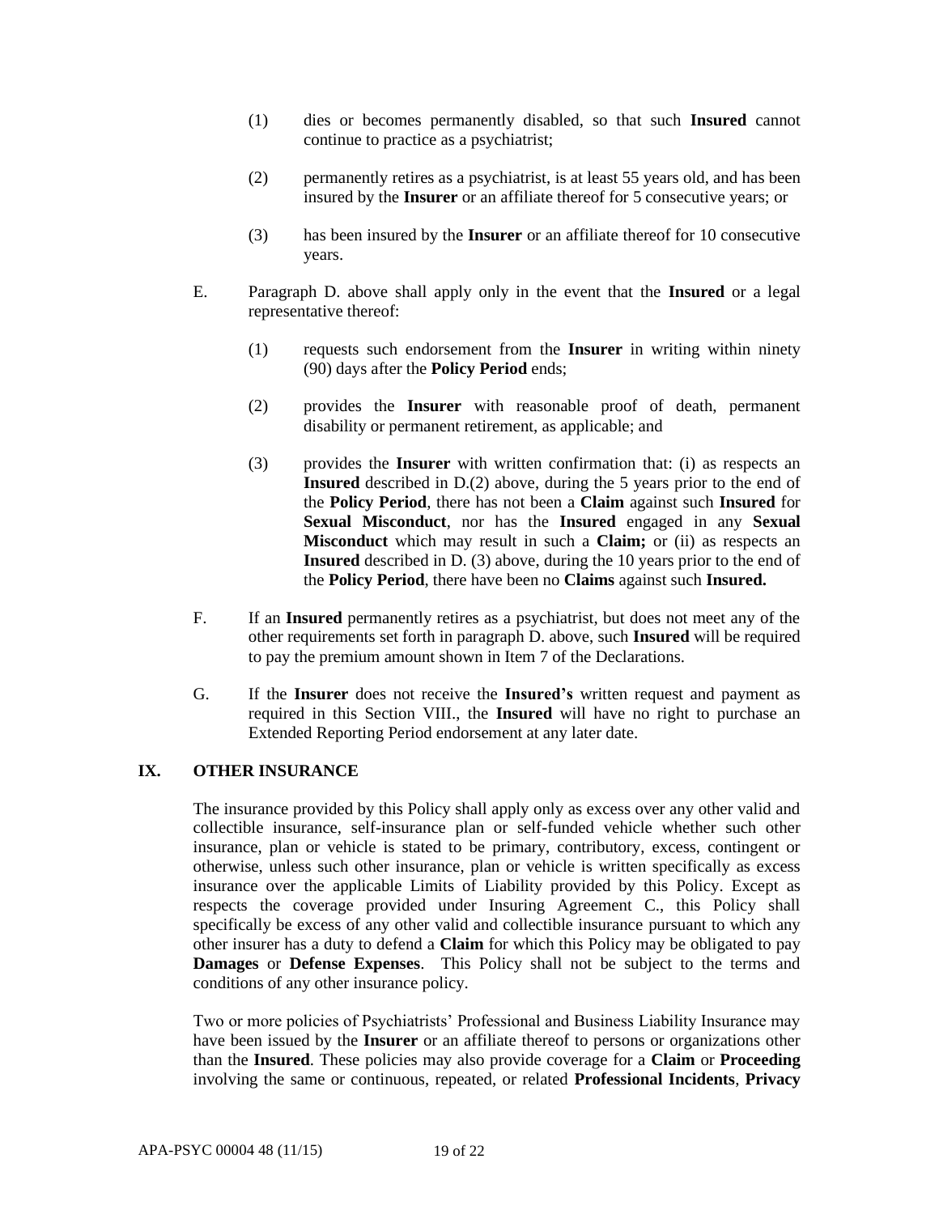(1) dies or becomes permanently disabled, so that such **Insured** cannot continue to practice as a psychiatrist;

(2) permanently retires as a psychiatrist, is at least 55 years old, and has been insured by the **Insurer** or an affiliate thereof for 5 consecutive years; or

(3) has been insured by the **Insurer** or an affiliate thereof for 10 consecutive years.

E. Paragraph D. above shall apply only in the event that the **Insured** or a legal representative thereof:

(1) requests such endorsement from the **Insurer** in writing within ninety (90) days after the **Policy Period** ends;

(2) provides the **Insurer** with reasonable proof of death, permanent disability or permanent retirement, as applicable; and

(3) provides the **Insurer** with written confirmation that: (i) as respects an **Insured** described in D.(2) above, during the 5 years prior to the end of the **Policy Period**, there has not been a **Claim** against such **Insured** for **Sexual Misconduct**, nor has the **Insured** engaged in any **Sexual Misconduct** which may result in such a **Claim;** or (ii) as respects an **Insured** described in D. (3) above, during the 10 years prior to the end of the **Policy Period**, there have been no **Claims** against such **Insured.**

F. If an **Insured** permanently retires as a psychiatrist, but does not meet any of the other requirements set forth in paragraph D. above, such **Insured** will be required to pay the premium amount shown in Item 7 of the Declarations.

G. If the **Insurer** does not receive the **Insured's** written request and payment as required in this Section VIII., the **Insured** will have no right to purchase an Extended Reporting Period endorsement at any later date.

## IX. OTHER INSURANCE

The insurance provided by this Policy shall apply only as excess over any other valid and collectible insurance, self-insurance plan or self-funded vehicle whether such other insurance, plan or vehicle is stated to be primary, contributory, excess, contingent or otherwise, unless such other insurance, plan or vehicle is written specifically as excess insurance over the applicable Limits of Liability provided by this Policy. Except as respects the coverage provided under Insuring Agreement C., this Policy shall specifically be excess of any other valid and collectible insurance pursuant to which any other insurer has a duty to defend a **Claim** for which this Policy may be obligated to pay **Damages** or **Defense Expenses**. This Policy shall not be subject to the terms and conditions of any other insurance policy.

Two or more policies of Psychiatrists' Professional and Business Liability Insurance may have been issued by the **Insurer** or an affiliate thereof to persons or organizations other than the **Insured**. These policies may also provide coverage for a **Claim** or **Proceeding** involving the same or continuous, repeated, or related **Professional Incidents**, **Privacy**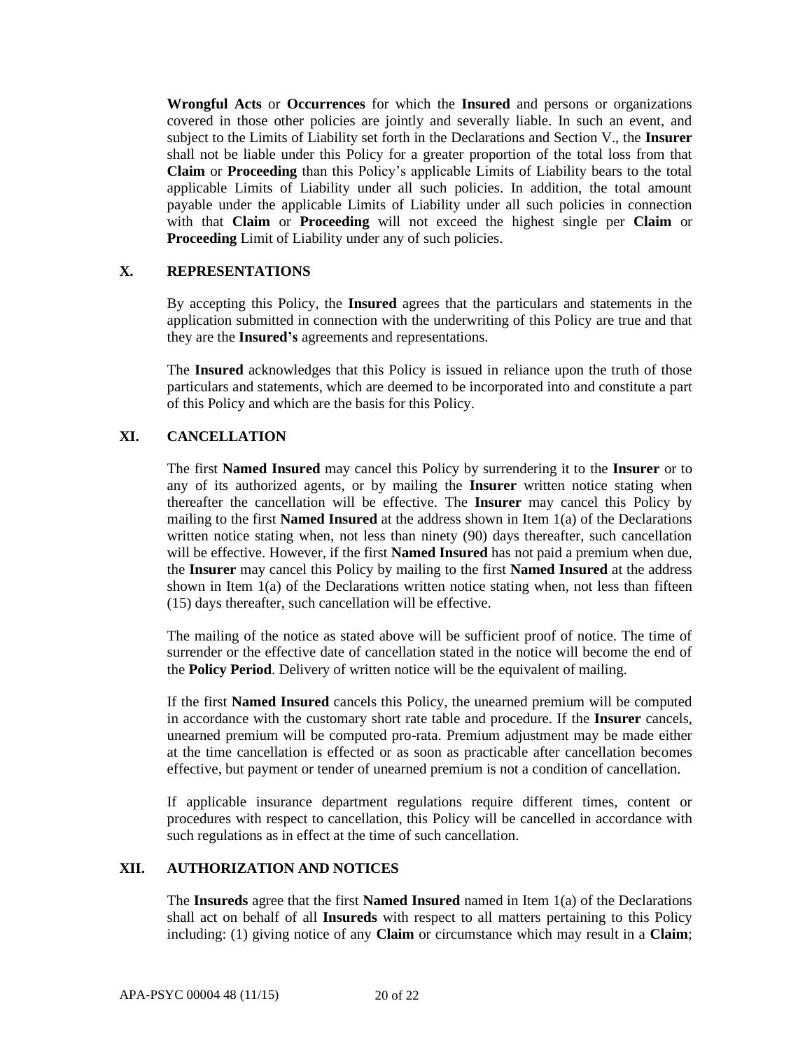**Wrongful Acts** or **Occurrences** for which the **Insured** and persons or organizations covered in those other policies are jointly and severally liable. In such an event, and subject to the Limits of Liability set forth in the Declarations and Section V., the **Insurer** shall not be liable under this Policy for a greater proportion of the total loss from that **Claim** or **Proceeding** than this Policy's applicable Limits of Liability bears to the total applicable Limits of Liability under all such policies. In addition, the total amount payable under the applicable Limits of Liability under all such policies in connection with that **Claim** or **Proceeding** will not exceed the highest single per **Claim** or **Proceeding** Limit of Liability under any of such policies.

## X. REPRESENTATIONS

By accepting this Policy, the **Insured** agrees that the particulars and statements in the application submitted in connection with the underwriting of this Policy are true and that they are the **Insured's** agreements and representations.

The **Insured** acknowledges that this Policy is issued in reliance upon the truth of those particulars and statements, which are deemed to be incorporated into and constitute a part of this Policy and which are the basis for this Policy.

## XI. CANCELLATION

The first **Named Insured** may cancel this Policy by surrendering it to the **Insurer** or to any of its authorized agents, or by mailing the **Insurer** written notice stating when thereafter the cancellation will be effective. The **Insurer** may cancel this Policy by mailing to the first **Named Insured** at the address shown in Item 1(a) of the Declarations written notice stating when, not less than ninety (90) days thereafter, such cancellation will be effective. However, if the first **Named Insured** has not paid a premium when due, the **Insurer** may cancel this Policy by mailing to the first **Named Insured** at the address shown in Item 1(a) of the Declarations written notice stating when, not less than fifteen (15) days thereafter, such cancellation will be effective.

The mailing of the notice as stated above will be sufficient proof of notice. The time of surrender or the effective date of cancellation stated in the notice will become the end of the **Policy Period**. Delivery of written notice will be the equivalent of mailing.

If the first **Named Insured** cancels this Policy, the unearned premium will be computed in accordance with the customary short rate table and procedure. If the **Insurer** cancels, unearned premium will be computed pro-rata. Premium adjustment may be made either at the time cancellation is effected or as soon as practicable after cancellation becomes effective, but payment or tender of unearned premium is not a condition of cancellation.

If applicable insurance department regulations require different times, content or procedures with respect to cancellation, this Policy will be cancelled in accordance with such regulations as in effect at the time of such cancellation.

## XII. AUTHORIZATION AND NOTICES

The **Insureds** agree that the first **Named Insured** named in Item 1(a) of the Declarations shall act on behalf of all **Insureds** with respect to all matters pertaining to this Policy including: (1) giving notice of any **Claim** or circumstance which may result in a **Claim**;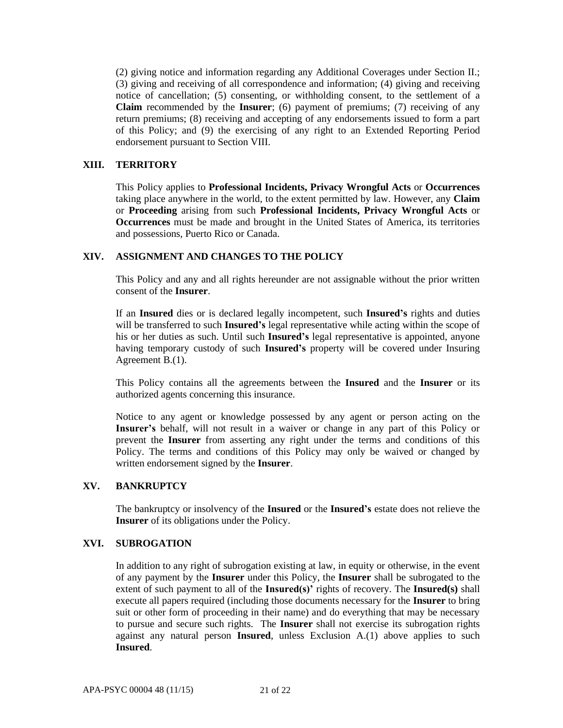(2) giving notice and information regarding any Additional Coverages under Section II.; (3) giving and receiving of all correspondence and information; (4) giving and receiving notice of cancellation; (5) consenting, or withholding consent, to the settlement of a **Claim** recommended by the **Insurer**; (6) payment of premiums; (7) receiving of any return premiums; (8) receiving and accepting of any endorsements issued to form a part of this Policy; and (9) the exercising of any right to an Extended Reporting Period endorsement pursuant to Section VIII.

## XIII. TERRITORY

This Policy applies to **Professional Incidents, Privacy Wrongful Acts** or **Occurrences** taking place anywhere in the world, to the extent permitted by law. However, any **Claim** or **Proceeding** arising from such **Professional Incidents, Privacy Wrongful Acts** or **Occurrences** must be made and brought in the United States of America, its territories and possessions, Puerto Rico or Canada.

## XIV. ASSIGNMENT AND CHANGES TO THE POLICY

This Policy and any and all rights hereunder are not assignable without the prior written consent of the **Insurer**.

If an **Insured** dies or is declared legally incompetent, such **Insured's** rights and duties will be transferred to such **Insured's** legal representative while acting within the scope of his or her duties as such. Until such **Insured's** legal representative is appointed, anyone having temporary custody of such **Insured's** property will be covered under Insuring Agreement B.(1).

This Policy contains all the agreements between the **Insured** and the **Insurer** or its authorized agents concerning this insurance.

Notice to any agent or knowledge possessed by any agent or person acting on the **Insurer's** behalf, will not result in a waiver or change in any part of this Policy or prevent the **Insurer** from asserting any right under the terms and conditions of this Policy. The terms and conditions of this Policy may only be waived or changed by written endorsement signed by the **Insurer**.

## XV. BANKRUPTCY

The bankruptcy or insolvency of the **Insured** or the **Insured's** estate does not relieve the **Insurer** of its obligations under the Policy.

## XVI. SUBROGATION

In addition to any right of subrogation existing at law, in equity or otherwise, in the event of any payment by the **Insurer** under this Policy, the **Insurer** shall be subrogated to the extent of such payment to all of the **Insured(s)'** rights of recovery. The **Insured(s)** shall execute all papers required (including those documents necessary for the **Insurer** to bring suit or other form of proceeding in their name) and do everything that may be necessary to pursue and secure such rights. The **Insurer** shall not exercise its subrogation rights against any natural person **Insured**, unless Exclusion A.(1) above applies to such **Insured**.

APA-PSYC 00004 48 (11/15)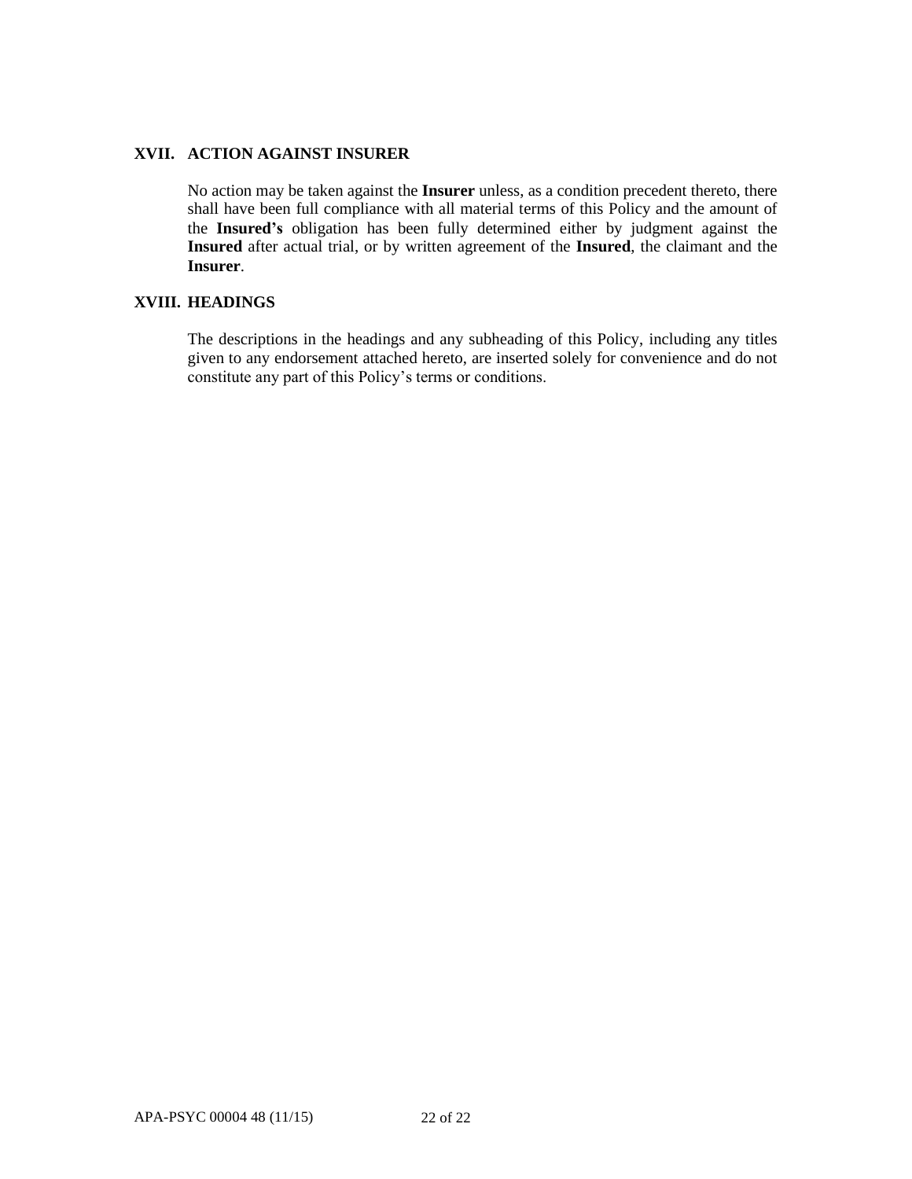## XVII. ACTION AGAINST INSURER

No action may be taken against the **Insurer** unless, as a condition precedent thereto, there shall have been full compliance with all material terms of this Policy and the amount of the **Insured's** obligation has been fully determined either by judgment against the **Insured** after actual trial, or by written agreement of the **Insured**, the claimant and the **Insurer**.

## XVIII. HEADINGS

The descriptions in the headings and any subheading of this Policy, including any titles given to any endorsement attached hereto, are inserted solely for convenience and do not constitute any part of this Policy's terms or conditions.